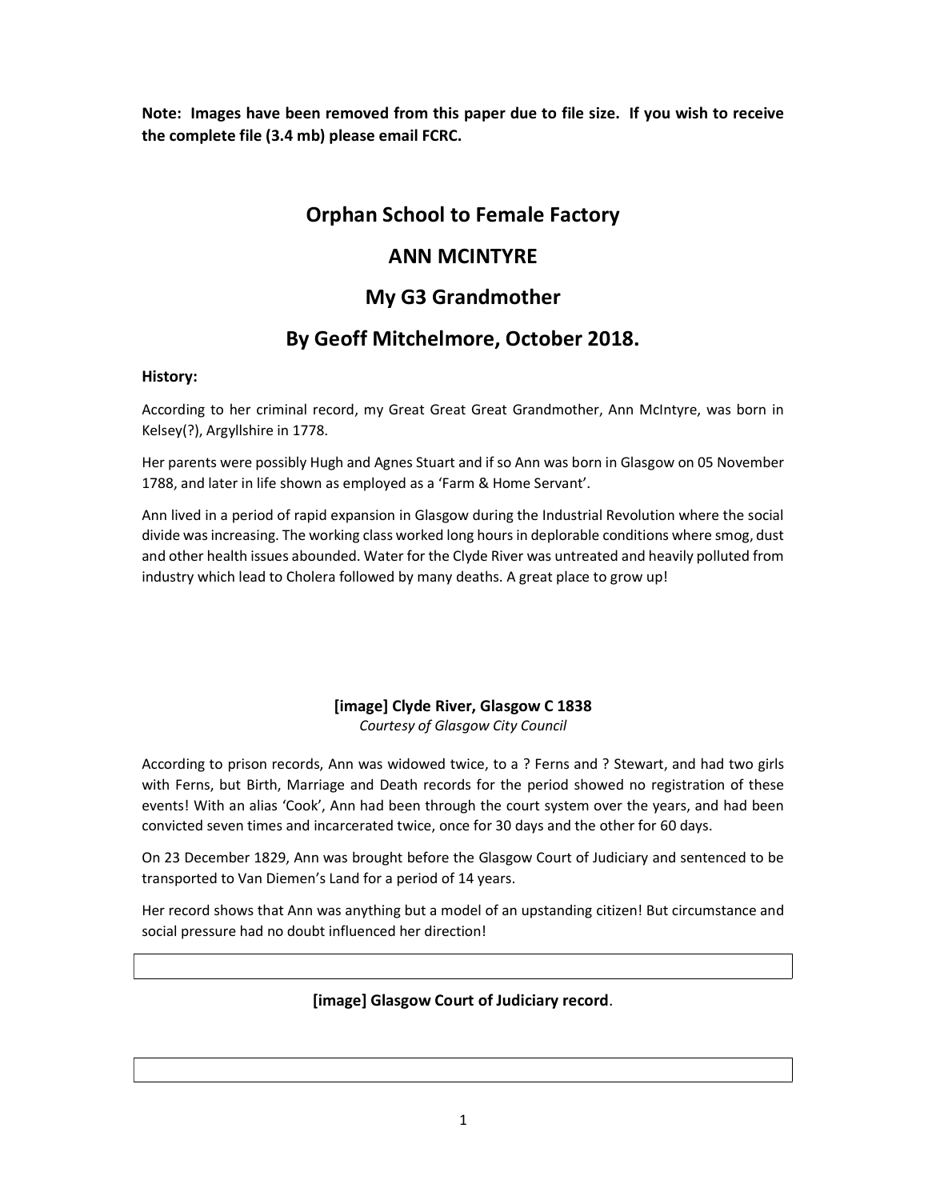**Note: Images have been removed from this paper due to file size. If you wish to receive the complete file (3.4 mb) please email FCRC.**

# Orphan School to Female Factory

# ANN MCINTYRE

# My G3 Grandmother

# By Geoff Mitchelmore, October 2018.

**History:**

According to her criminal record, my Great Great Great Grandmother, Ann McIntyre, was born in Kelsey(?), Argyllshire in 1778.

Her parents were possibly Hugh and Agnes Stuart and if so Ann was born in Glasgow on 05 November 1788, and later in life shown as employed as a 'Farm & Home Servant'.

Ann lived in a period of rapid expansion in Glasgow during the Industrial Revolution where the social divide was increasing. The working class worked long hours in deplorable conditions where smog, dust and other health issues abounded. Water for the Clyde River was untreated and heavily polluted from industry which lead to Cholera followed by many deaths. A great place to grow up!

**[image] Clyde River, Glasgow C 1838**
*Courtesy of Glasgow City Council*

According to prison records, Ann was widowed twice, to a ? Ferns and ? Stewart, and had two girls with Ferns, but Birth, Marriage and Death records for the period showed no registration of these events! With an alias 'Cook', Ann had been through the court system over the years, and had been convicted seven times and incarcerated twice, once for 30 days and the other for 60 days.

On 23 December 1829, Ann was brought before the Glasgow Court of Judiciary and sentenced to be transported to Van Diemen's Land for a period of 14 years.

Her record shows that Ann was anything but a model of an upstanding citizen! But circumstance and social pressure had no doubt influenced her direction!

**[image] Glasgow Court of Judiciary record**.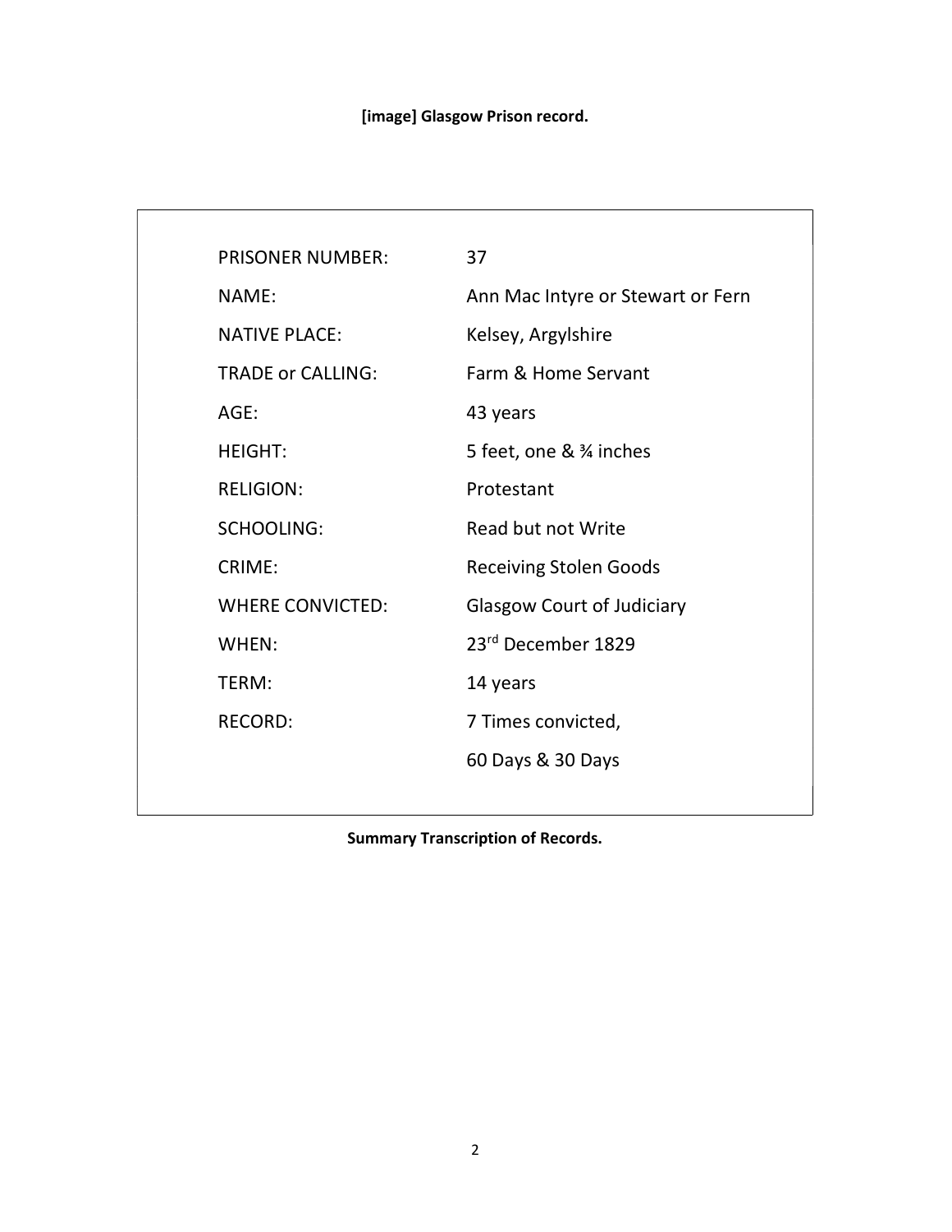**[image] Glasgow Prison record.**

| | |
|---|---|
| PRISONER NUMBER: | 37 |
| NAME: | Ann Mac Intyre or Stewart or Fern |
| NATIVE PLACE: | Kelsey, Argylshire |
| TRADE or CALLING: | Farm & Home Servant |
| AGE: | 43 years |
| HEIGHT: | 5 feet, one & ¾ inches |
| RELIGION: | Protestant |
| SCHOOLING: | Read but not Write |
| CRIME: | Receiving Stolen Goods |
| WHERE CONVICTED: | Glasgow Court of Judiciary |
| WHEN: | 23rd December 1829 |
| TERM: | 14 years |
| RECORD: | 7 Times convicted, |
| | 60 Days & 30 Days |

**Summary Transcription of Records.**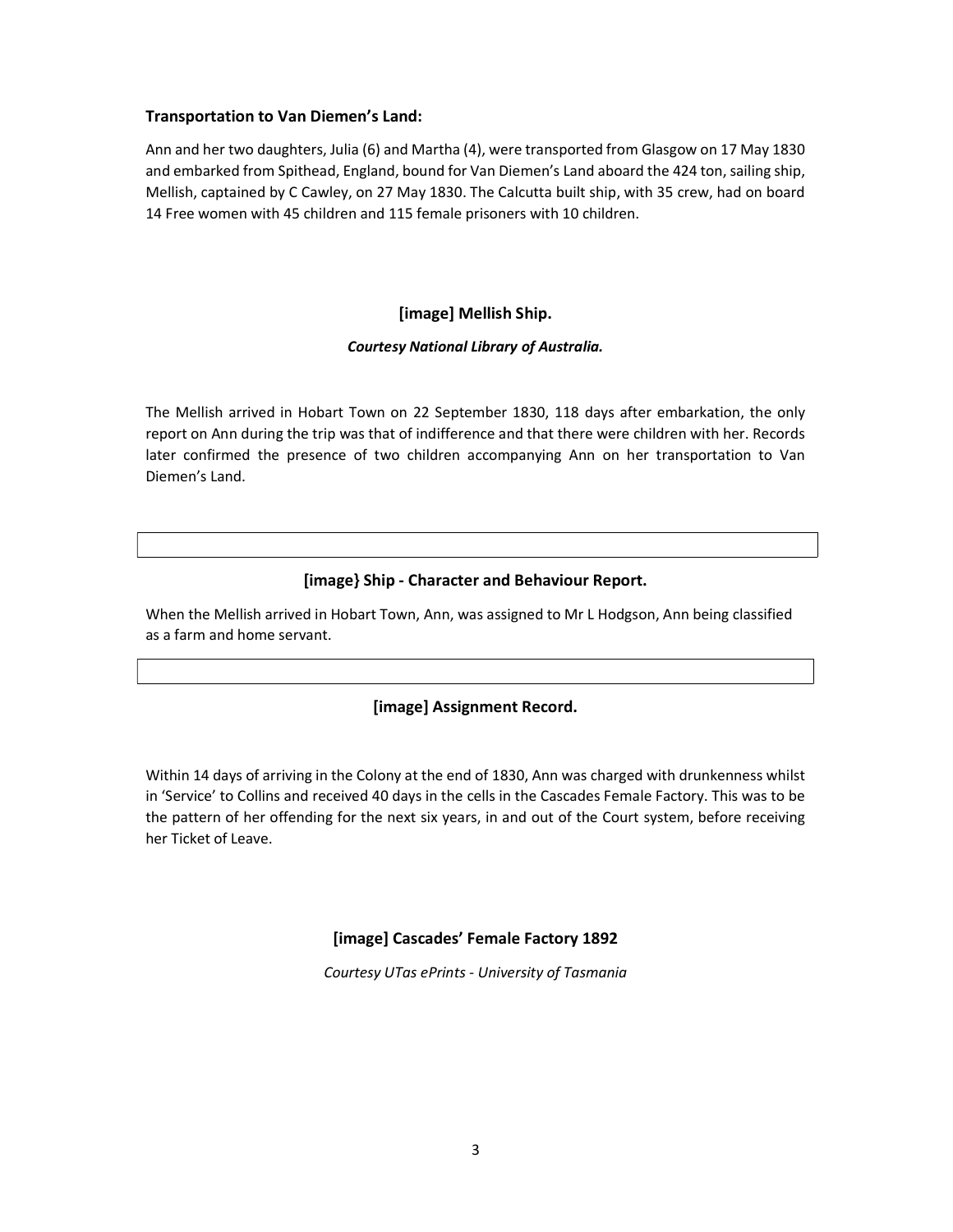**Transportation to Van Diemen's Land:**

Ann and her two daughters, Julia (6) and Martha (4), were transported from Glasgow on 17 May 1830 and embarked from Spithead, England, bound for Van Diemen's Land aboard the 424 ton, sailing ship, Mellish, captained by C Cawley, on 27 May 1830. The Calcutta built ship, with 35 crew, had on board 14 Free women with 45 children and 115 female prisoners with 10 children.

**[image] Mellish Ship.**

***Courtesy National Library of Australia.***

The Mellish arrived in Hobart Town on 22 September 1830, 118 days after embarkation, the only report on Ann during the trip was that of indifference and that there were children with her. Records later confirmed the presence of two children accompanying Ann on her transportation to Van Diemen's Land.

**[image} Ship - Character and Behaviour Report.**

When the Mellish arrived in Hobart Town, Ann, was assigned to Mr L Hodgson, Ann being classified as a farm and home servant.

**[image] Assignment Record.**

Within 14 days of arriving in the Colony at the end of 1830, Ann was charged with drunkenness whilst in 'Service' to Collins and received 40 days in the cells in the Cascades Female Factory. This was to be the pattern of her offending for the next six years, in and out of the Court system, before receiving her Ticket of Leave.

**[image] Cascades' Female Factory 1892**

*Courtesy UTas ePrints - University of Tasmania*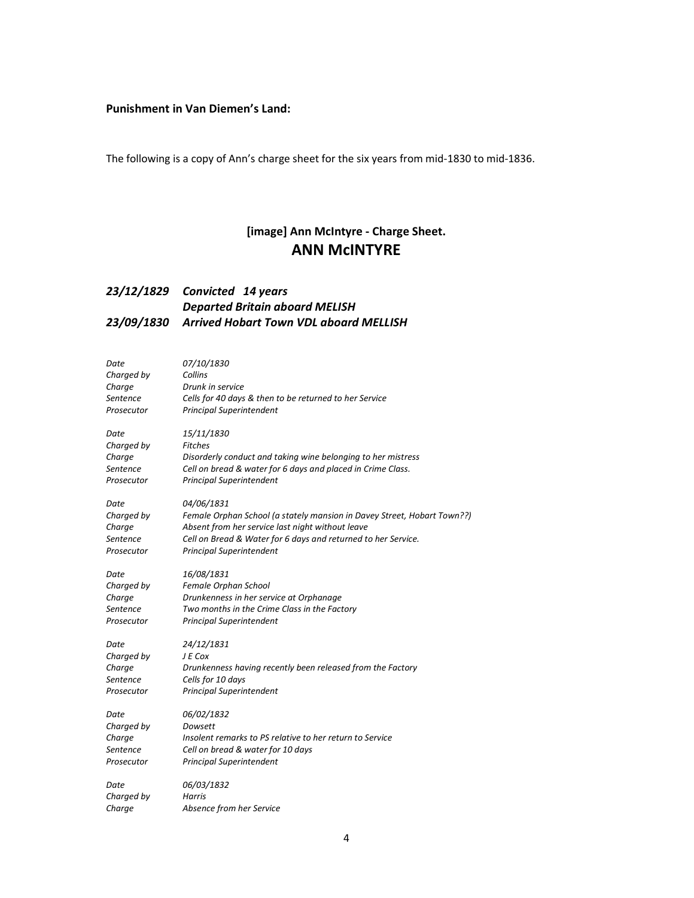**Punishment in Van Diemen's Land:**

The following is a copy of Ann's charge sheet for the six years from mid-1830 to mid-1836.

### [image] Ann McIntyre - Charge Sheet.

## ANN McINTYRE

### *23/12/1829 Convicted 14 years*
### *Departed Britain aboard MELISH*
### *23/09/1830 Arrived Hobart Town VDL aboard MELLISH*

*Date* *07/10/1830*
*Charged by* *Collins*
*Charge* *Drunk in service*
*Sentence* *Cells for 40 days & then to be returned to her Service*
*Prosecutor* *Principal Superintendent*

*Date* *15/11/1830*
*Charged by* *Fitches*
*Charge* *Disorderly conduct and taking wine belonging to her mistress*
*Sentence* *Cell on bread & water for 6 days and placed in Crime Class.*
*Prosecutor* *Principal Superintendent*

*Date* *04/06/1831*
*Charged by* *Female Orphan School (a stately mansion in Davey Street, Hobart Town??)*
*Charge* *Absent from her service last night without leave*
*Sentence* *Cell on Bread & Water for 6 days and returned to her Service.*
*Prosecutor* *Principal Superintendent*

*Date* *16/08/1831*
*Charged by* *Female Orphan School*
*Charge* *Drunkenness in her service at Orphanage*
*Sentence* *Two months in the Crime Class in the Factory*
*Prosecutor* *Principal Superintendent*

*Date* *24/12/1831*
*Charged by* *J E Cox*
*Charge* *Drunkenness having recently been released from the Factory*
*Sentence* *Cells for 10 days*
*Prosecutor* *Principal Superintendent*

*Date* *06/02/1832*
*Charged by* *Dowsett*
*Charge* *Insolent remarks to PS relative to her return to Service*
*Sentence* *Cell on bread & water for 10 days*
*Prosecutor* *Principal Superintendent*

*Date* *06/03/1832*
*Charged by* *Harris*
*Charge* *Absence from her Service*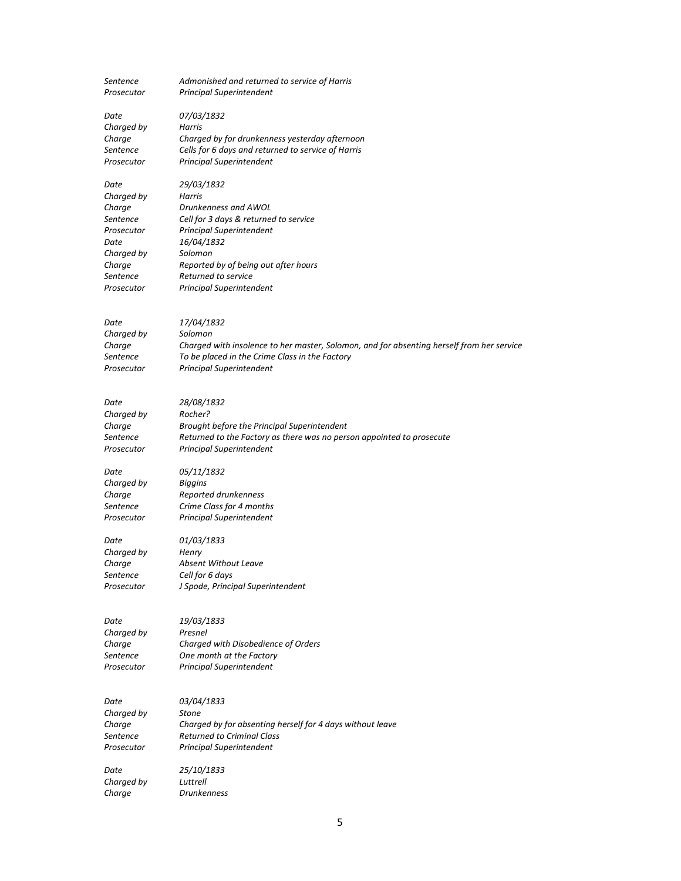*Sentence* *Admonished and returned to service of Harris*
*Prosecutor* *Principal Superintendent*

*Date* *07/03/1832*
*Charged by* *Harris*
*Charge* *Charged by for drunkenness yesterday afternoon*
*Sentence* *Cells for 6 days and returned to service of Harris*
*Prosecutor* *Principal Superintendent*

*Date* *29/03/1832*
*Charged by* *Harris*
*Charge* *Drunkenness and AWOL*
*Sentence* *Cell for 3 days & returned to service*
*Prosecutor* *Principal Superintendent*
*Date* *16/04/1832*
*Charged by* *Solomon*
*Charge* *Reported by of being out after hours*
*Sentence* *Returned to service*
*Prosecutor* *Principal Superintendent*

*Date* *17/04/1832*
*Charged by* *Solomon*
*Charge* *Charged with insolence to her master, Solomon, and for absenting herself from her service*
*Sentence* *To be placed in the Crime Class in the Factory*
*Prosecutor* *Principal Superintendent*

*Date* *28/08/1832*
*Charged by* *Rocher?*
*Charge* *Brought before the Principal Superintendent*
*Sentence* *Returned to the Factory as there was no person appointed to prosecute*
*Prosecutor* *Principal Superintendent*

*Date* *05/11/1832*
*Charged by* *Biggins*
*Charge* *Reported drunkenness*
*Sentence* *Crime Class for 4 months*
*Prosecutor* *Principal Superintendent*

*Date* *01/03/1833*
*Charged by* *Henry*
*Charge* *Absent Without Leave*
*Sentence* *Cell for 6 days*
*Prosecutor* *J Spode, Principal Superintendent*

*Date* *19/03/1833*
*Charged by* *Presnel*
*Charge* *Charged with Disobedience of Orders*
*Sentence* *One month at the Factory*
*Prosecutor* *Principal Superintendent*

*Date* *03/04/1833*
*Charged by* *Stone*
*Charge* *Charged by for absenting herself for 4 days without leave*
*Sentence* *Returned to Criminal Class*
*Prosecutor* *Principal Superintendent*

*Date* *25/10/1833*
*Charged by* *Luttrell*
*Charge* *Drunkenness*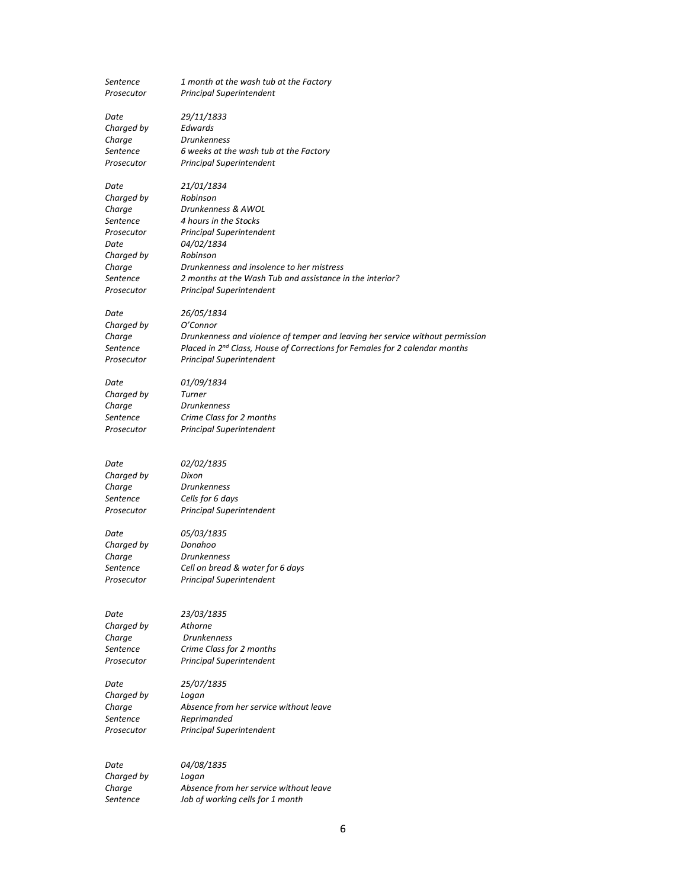*Sentence* *1 month at the wash tub at the Factory*
*Prosecutor* *Principal Superintendent*

*Date* *29/11/1833*
*Charged by* *Edwards*
*Charge* *Drunkenness*
*Sentence* *6 weeks at the wash tub at the Factory*
*Prosecutor* *Principal Superintendent*

*Date* *21/01/1834*
*Charged by* *Robinson*
*Charge* *Drunkenness & AWOL*
*Sentence* *4 hours in the Stocks*
*Prosecutor* *Principal Superintendent*
*Date* *04/02/1834*
*Charged by* *Robinson*
*Charge* *Drunkenness and insolence to her mistress*
*Sentence* *2 months at the Wash Tub and assistance in the interior?*
*Prosecutor* *Principal Superintendent*

*Date* *26/05/1834*
*Charged by* *O'Connor*
*Charge* *Drunkenness and violence of temper and leaving her service without permission*
*Sentence* *Placed in 2nd Class, House of Corrections for Females for 2 calendar months*
*Prosecutor* *Principal Superintendent*

*Date* *01/09/1834*
*Charged by* *Turner*
*Charge* *Drunkenness*
*Sentence* *Crime Class for 2 months*
*Prosecutor* *Principal Superintendent*

*Date* *02/02/1835*
*Charged by* *Dixon*
*Charge* *Drunkenness*
*Sentence* *Cells for 6 days*
*Prosecutor* *Principal Superintendent*

*Date* *05/03/1835*
*Charged by* *Donahoo*
*Charge* *Drunkenness*
*Sentence* *Cell on bread & water for 6 days*
*Prosecutor* *Principal Superintendent*

*Date* *23/03/1835*
*Charged by* *Athorne*
*Charge* *Drunkenness*
*Sentence* *Crime Class for 2 months*
*Prosecutor* *Principal Superintendent*

*Date* *25/07/1835*
*Charged by* *Logan*
*Charge* *Absence from her service without leave*
*Sentence* *Reprimanded*
*Prosecutor* *Principal Superintendent*

*Date* *04/08/1835*
*Charged by* *Logan*
*Charge* *Absence from her service without leave*
*Sentence* *Job of working cells for 1 month*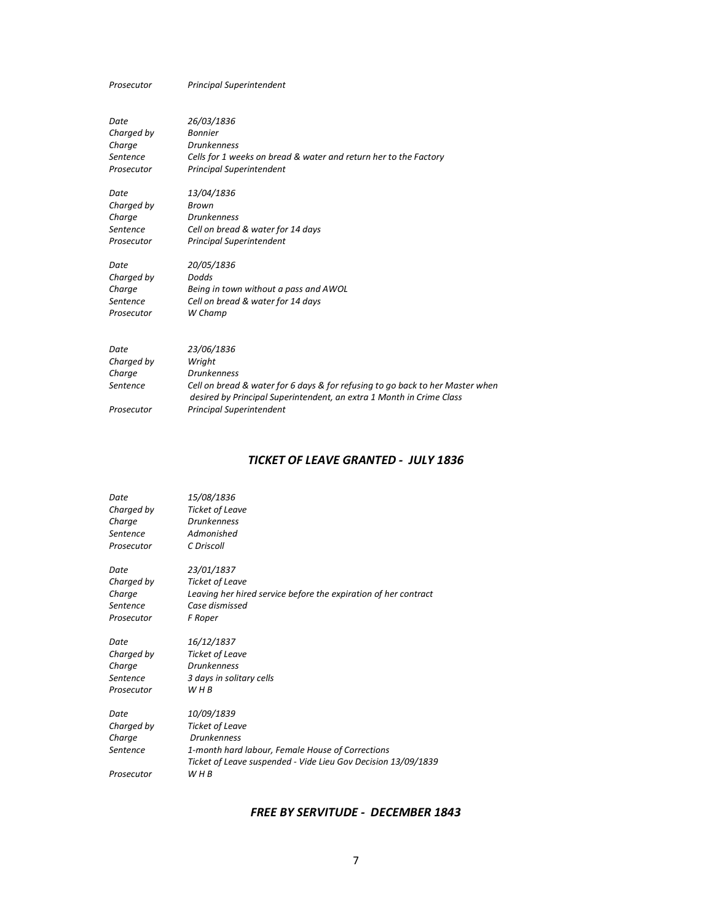*Prosecutor* *Principal Superintendent*

*Date* *26/03/1836*
*Charged by* *Bonnier*
*Charge* *Drunkenness*
*Sentence* *Cells for 1 weeks on bread & water and return her to the Factory*
*Prosecutor* *Principal Superintendent*

*Date* *13/04/1836*
*Charged by* *Brown*
*Charge* *Drunkenness*
*Sentence* *Cell on bread & water for 14 days*
*Prosecutor* *Principal Superintendent*

*Date* *20/05/1836*
*Charged by* *Dodds*
*Charge* *Being in town without a pass and AWOL*
*Sentence* *Cell on bread & water for 14 days*
*Prosecutor* *W Champ*

*Date* *23/06/1836*
*Charged by* *Wright*
*Charge* *Drunkenness*
*Sentence* *Cell on bread & water for 6 days & for refusing to go back to her Master when desired by Principal Superintendent, an extra 1 Month in Crime Class*
*Prosecutor* *Principal Superintendent*

### *TICKET OF LEAVE GRANTED - JULY 1836*

*Date* *15/08/1836*
*Charged by* *Ticket of Leave*
*Charge* *Drunkenness*
*Sentence* *Admonished*
*Prosecutor* *C Driscoll*

*Date* *23/01/1837*
*Charged by* *Ticket of Leave*
*Charge* *Leaving her hired service before the expiration of her contract*
*Sentence* *Case dismissed*
*Prosecutor* *F Roper*

*Date* *16/12/1837*
*Charged by* *Ticket of Leave*
*Charge* *Drunkenness*
*Sentence* *3 days in solitary cells*
*Prosecutor* *W H B*

*Date* *10/09/1839*
*Charged by* *Ticket of Leave*
*Charge* *Drunkenness*
*Sentence* *1-month hard labour, Female House of Corrections*
*Ticket of Leave suspended - Vide Lieu Gov Decision 13/09/1839*
*Prosecutor* *W H B*

### *FREE BY SERVITUDE - DECEMBER 1843*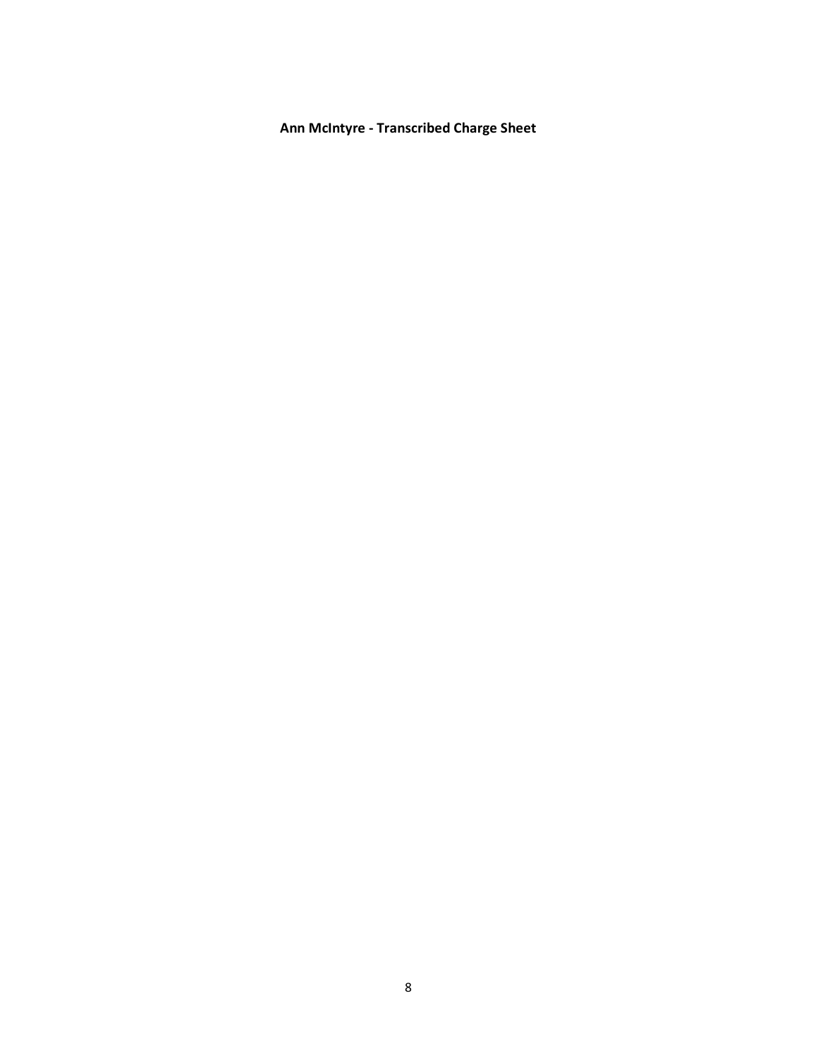**Ann McIntyre - Transcribed Charge Sheet**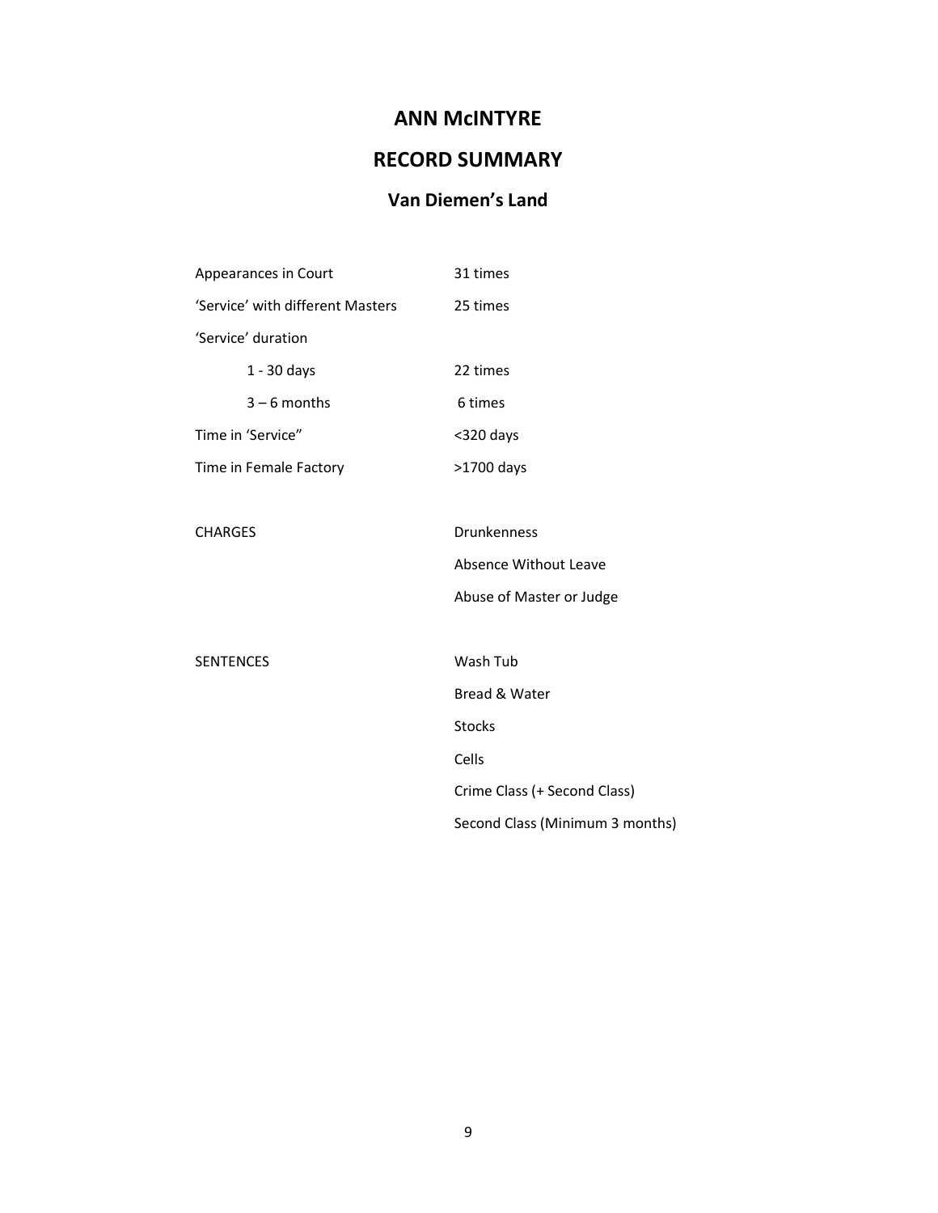# ANN McINTYRE

## RECORD SUMMARY

### Van Diemen's Land

| | |
|---|---|
| Appearances in Court | 31 times |
| 'Service' with different Masters | 25 times |
| 'Service' duration | |
| 1 - 30 days | 22 times |
| 3 – 6 months | 6 times |
| Time in 'Service" | <320 days |
| Time in Female Factory | >1700 days |

| | |
|---|---|
| CHARGES | Drunkenness |
| | Absence Without Leave |
| | Abuse of Master or Judge |

| | |
|---|---|
| SENTENCES | Wash Tub |
| | Bread & Water |
| | Stocks |
| | Cells |
| | Crime Class (+ Second Class) |
| | Second Class (Minimum 3 months) |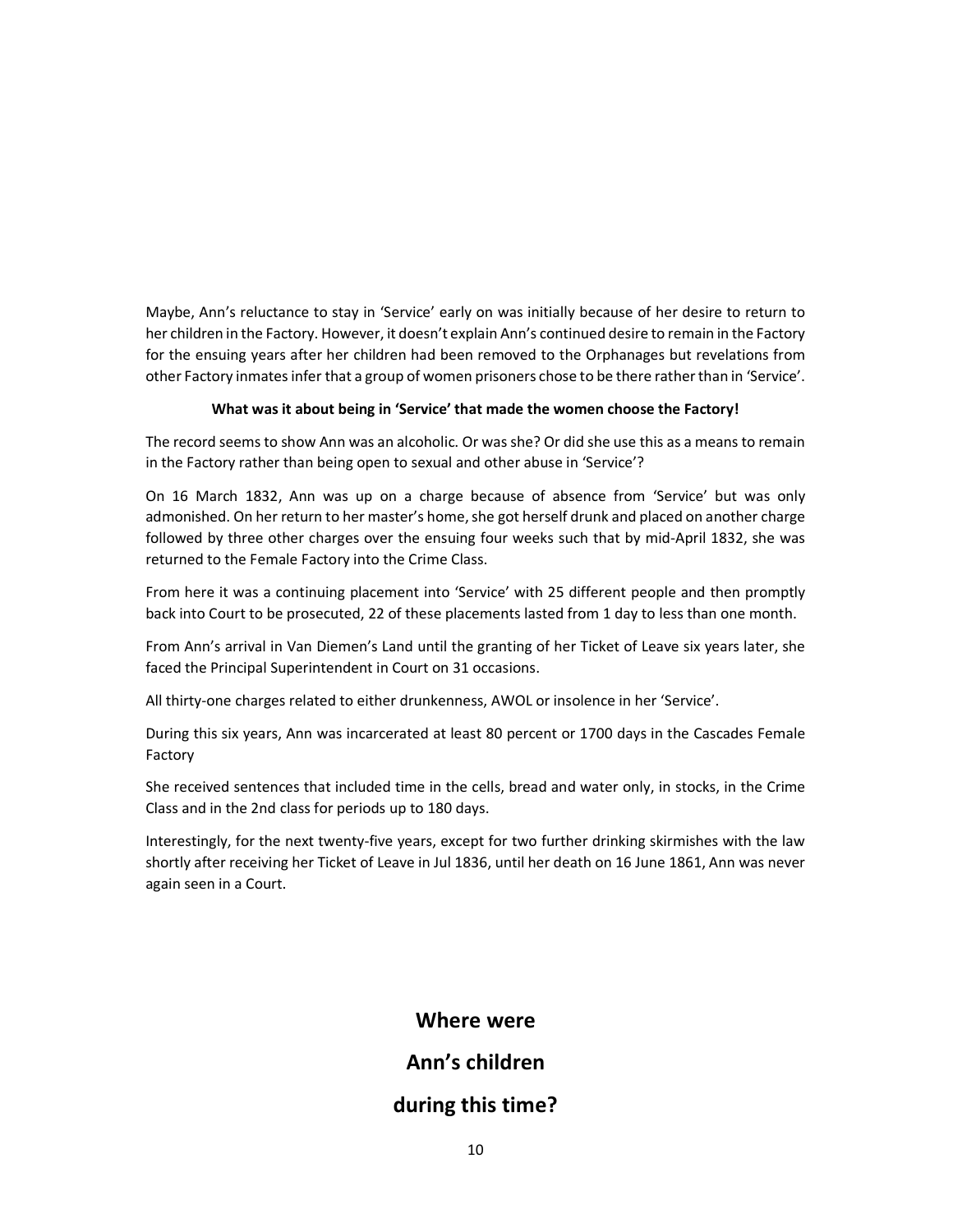Maybe, Ann's reluctance to stay in 'Service' early on was initially because of her desire to return to her children in the Factory. However, it doesn't explain Ann's continued desire to remain in the Factory for the ensuing years after her children had been removed to the Orphanages but revelations from other Factory inmates infer that a group of women prisoners chose to be there rather than in 'Service'.

**What was it about being in 'Service' that made the women choose the Factory!**

The record seems to show Ann was an alcoholic. Or was she? Or did she use this as a means to remain in the Factory rather than being open to sexual and other abuse in 'Service'?

On 16 March 1832, Ann was up on a charge because of absence from 'Service' but was only admonished. On her return to her master's home, she got herself drunk and placed on another charge followed by three other charges over the ensuing four weeks such that by mid-April 1832, she was returned to the Female Factory into the Crime Class.

From here it was a continuing placement into 'Service' with 25 different people and then promptly back into Court to be prosecuted, 22 of these placements lasted from 1 day to less than one month.

From Ann's arrival in Van Diemen's Land until the granting of her Ticket of Leave six years later, she faced the Principal Superintendent in Court on 31 occasions.

All thirty-one charges related to either drunkenness, AWOL or insolence in her 'Service'.

During this six years, Ann was incarcerated at least 80 percent or 1700 days in the Cascades Female Factory

She received sentences that included time in the cells, bread and water only, in stocks, in the Crime Class and in the 2nd class for periods up to 180 days.

Interestingly, for the next twenty-five years, except for two further drinking skirmishes with the law shortly after receiving her Ticket of Leave in Jul 1836, until her death on 16 June 1861, Ann was never again seen in a Court.

## Where were Ann's children during this time?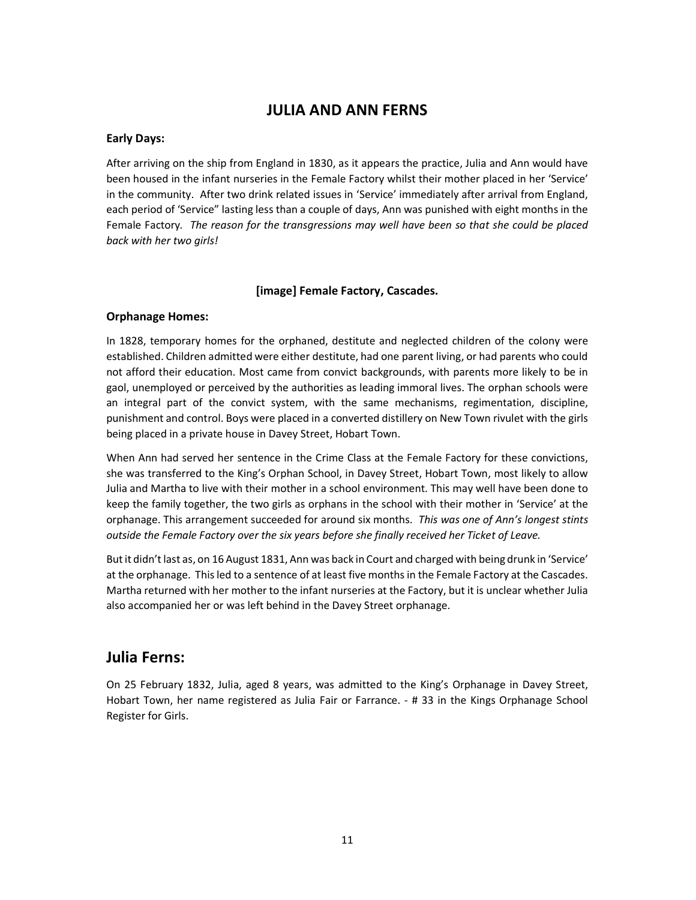# JULIA AND ANN FERNS

**Early Days:**

After arriving on the ship from England in 1830, as it appears the practice, Julia and Ann would have been housed in the infant nurseries in the Female Factory whilst their mother placed in her 'Service' in the community. After two drink related issues in 'Service' immediately after arrival from England, each period of 'Service" lasting less than a couple of days, Ann was punished with eight months in the Female Factory. *The reason for the transgressions may well have been so that she could be placed back with her two girls!*

**[image] Female Factory, Cascades.**

**Orphanage Homes:**

In 1828, temporary homes for the orphaned, destitute and neglected children of the colony were established. Children admitted were either destitute, had one parent living, or had parents who could not afford their education. Most came from convict backgrounds, with parents more likely to be in gaol, unemployed or perceived by the authorities as leading immoral lives. The orphan schools were an integral part of the convict system, with the same mechanisms, regimentation, discipline, punishment and control. Boys were placed in a converted distillery on New Town rivulet with the girls being placed in a private house in Davey Street, Hobart Town.

When Ann had served her sentence in the Crime Class at the Female Factory for these convictions, she was transferred to the King's Orphan School, in Davey Street, Hobart Town, most likely to allow Julia and Martha to live with their mother in a school environment. This may well have been done to keep the family together, the two girls as orphans in the school with their mother in 'Service' at the orphanage. This arrangement succeeded for around six months. *This was one of Ann's longest stints outside the Female Factory over the six years before she finally received her Ticket of Leave.*

But it didn't last as, on 16 August 1831, Ann was back in Court and charged with being drunk in 'Service' at the orphanage. This led to a sentence of at least five months in the Female Factory at the Cascades. Martha returned with her mother to the infant nurseries at the Factory, but it is unclear whether Julia also accompanied her or was left behind in the Davey Street orphanage.

## Julia Ferns:

On 25 February 1832, Julia, aged 8 years, was admitted to the King's Orphanage in Davey Street, Hobart Town, her name registered as Julia Fair or Farrance. - # 33 in the Kings Orphanage School Register for Girls.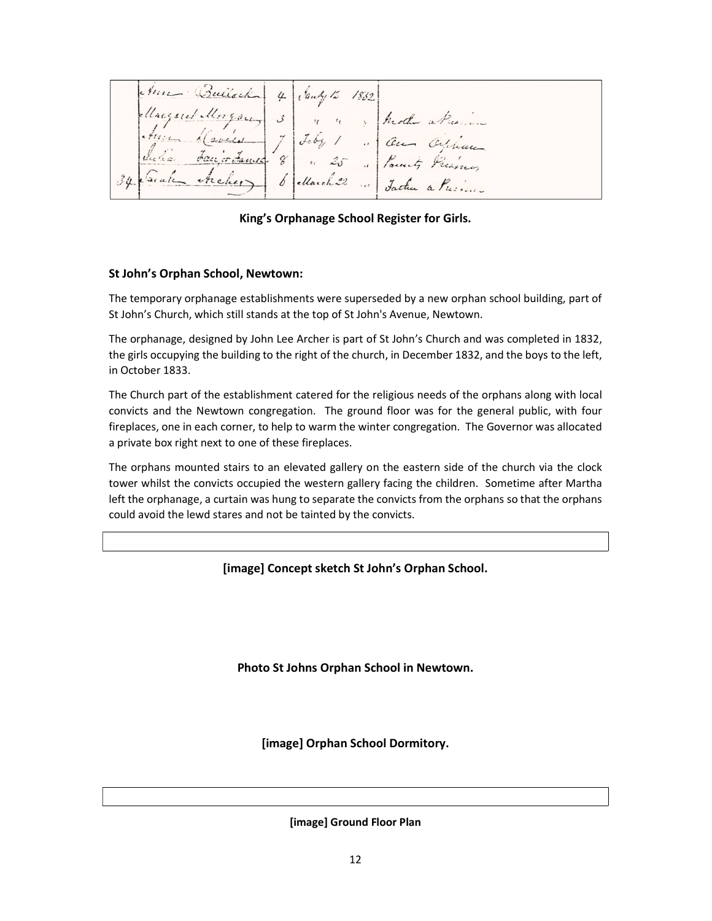| | Name | Age | Date | | Remarks |
|---|---|---|---|---|---|
| | Anne Bullock | 4 | Jany 12 | 1832 | |
| | Margaret Morgan | 3 | " " | " | Mother a Prisoner |
| | Anne Davies | 7 | Feby 1 | " | An Orphan |
| | Julia Fair or Fames | 8 | " 25 | " | Parents Prisoners |
| 34 | Sarah Archer | 6 | March 22 | " | Father a Prisoner |

**King's Orphanage School Register for Girls.**

**St John's Orphan School, Newtown:**

The temporary orphanage establishments were superseded by a new orphan school building, part of St John's Church, which still stands at the top of St John's Avenue, Newtown.

The orphanage, designed by John Lee Archer is part of St John's Church and was completed in 1832, the girls occupying the building to the right of the church, in December 1832, and the boys to the left, in October 1833.

The Church part of the establishment catered for the religious needs of the orphans along with local convicts and the Newtown congregation. The ground floor was for the general public, with four fireplaces, one in each corner, to help to warm the winter congregation. The Governor was allocated a private box right next to one of these fireplaces.

The orphans mounted stairs to an elevated gallery on the eastern side of the church via the clock tower whilst the convicts occupied the western gallery facing the children. Sometime after Martha left the orphanage, a curtain was hung to separate the convicts from the orphans so that the orphans could avoid the lewd stares and not be tainted by the convicts.

**[image] Concept sketch St John's Orphan School.**

**Photo St Johns Orphan School in Newtown.**

**[image] Orphan School Dormitory.**

**[image] Ground Floor Plan**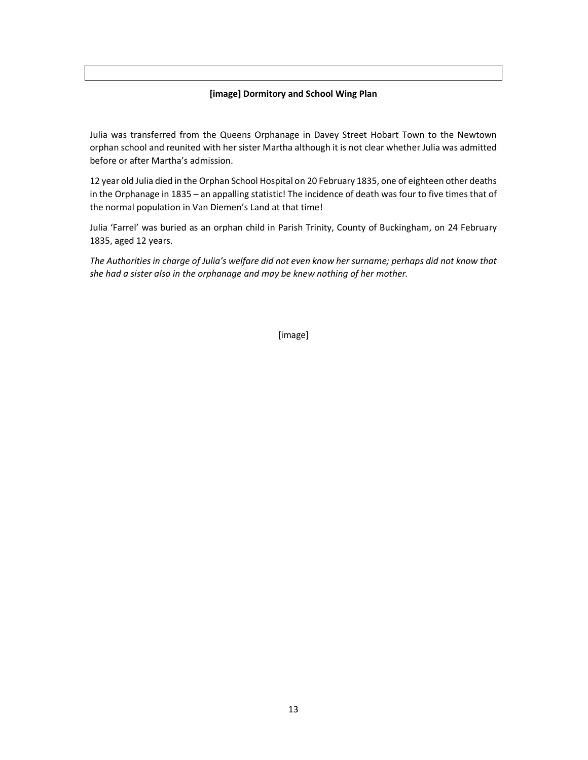**[image] Dormitory and School Wing Plan**

Julia was transferred from the Queens Orphanage in Davey Street Hobart Town to the Newtown orphan school and reunited with her sister Martha although it is not clear whether Julia was admitted before or after Martha's admission.

12 year old Julia died in the Orphan School Hospital on 20 February 1835, one of eighteen other deaths in the Orphanage in 1835 – an appalling statistic! The incidence of death was four to five times that of the normal population in Van Diemen's Land at that time!

Julia 'Farrel' was buried as an orphan child in Parish Trinity, County of Buckingham, on 24 February 1835, aged 12 years.

*The Authorities in charge of Julia's welfare did not even know her surname; perhaps did not know that she had a sister also in the orphanage and may be knew nothing of her mother.*

[image]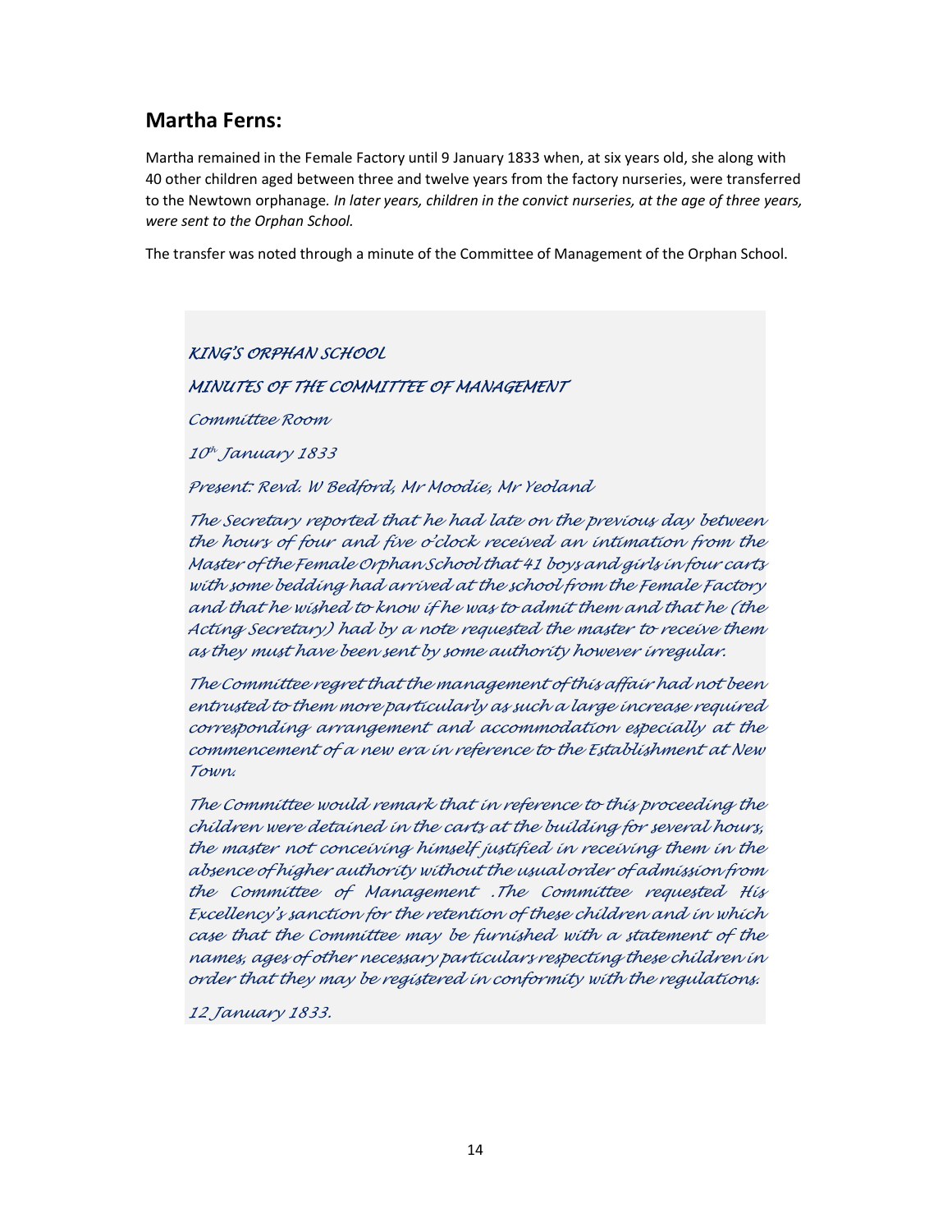## Martha Ferns:

Martha remained in the Female Factory until 9 January 1833 when, at six years old, she along with 40 other children aged between three and twelve years from the factory nurseries, were transferred to the Newtown orphanage. *In later years, children in the convict nurseries, at the age of three years, were sent to the Orphan School.*

The transfer was noted through a minute of the Committee of Management of the Orphan School.

*KING'S ORPHAN SCHOOL*

*MINUTES OF THE COMMITTEE OF MANAGEMENT*

*Committee Room*

*10th January 1833*

*Present: Revd. W Bedford, Mr Moodie, Mr Yeoland*

*The Secretary reported that he had late on the previous day between the hours of four and five o'clock received an intimation from the Master of the Female Orphan School that 41 boys and girls in four carts with some bedding had arrived at the school from the Female Factory and that he wished to know if he was to admit them and that he (the Acting Secretary) had by a note requested the master to receive them as they must have been sent by some authority however irregular.*

*The Committee regret that the management of this affair had not been entrusted to them more particularly as such a large increase required corresponding arrangement and accommodation especially at the commencement of a new era in reference to the Establishment at New Town.*

*The Committee would remark that in reference to this proceeding the children were detained in the carts at the building for several hours, the master not conceiving himself justified in receiving them in the absence of higher authority without the usual order of admission from the Committee of Management .The Committee requested His Excellency's sanction for the retention of these children and in which case that the Committee may be furnished with a statement of the names, ages of other necessary particulars respecting these children in order that they may be registered in conformity with the regulations.*

*12 January 1833.*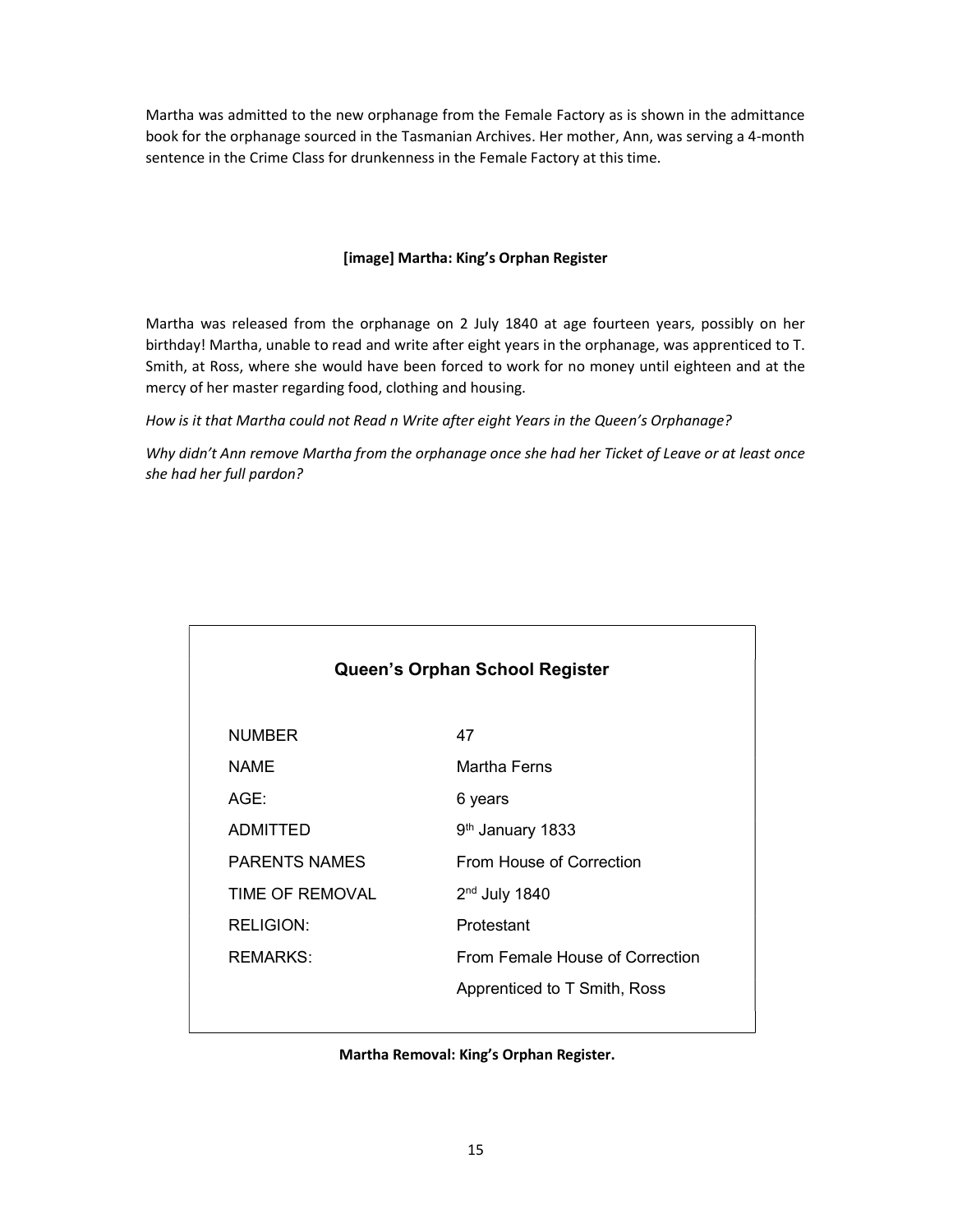Martha was admitted to the new orphanage from the Female Factory as is shown in the admittance book for the orphanage sourced in the Tasmanian Archives. Her mother, Ann, was serving a 4-month sentence in the Crime Class for drunkenness in the Female Factory at this time.

**[image] Martha: King's Orphan Register**

Martha was released from the orphanage on 2 July 1840 at age fourteen years, possibly on her birthday! Martha, unable to read and write after eight years in the orphanage, was apprenticed to T. Smith, at Ross, where she would have been forced to work for no money until eighteen and at the mercy of her master regarding food, clothing and housing.

*How is it that Martha could not Read n Write after eight Years in the Queen's Orphanage?*

*Why didn't Ann remove Martha from the orphanage once she had her Ticket of Leave or at least once she had her full pardon?*

**Queen's Orphan School Register**

| | |
|---|---|
| NUMBER | 47 |
| NAME | Martha Ferns |
| AGE: | 6 years |
| ADMITTED | 9th January 1833 |
| PARENTS NAMES | From House of Correction |
| TIME OF REMOVAL | 2nd July 1840 |
| RELIGION: | Protestant |
| REMARKS: | From Female House of Correction |
| | Apprenticed to T Smith, Ross |

**Martha Removal: King's Orphan Register.**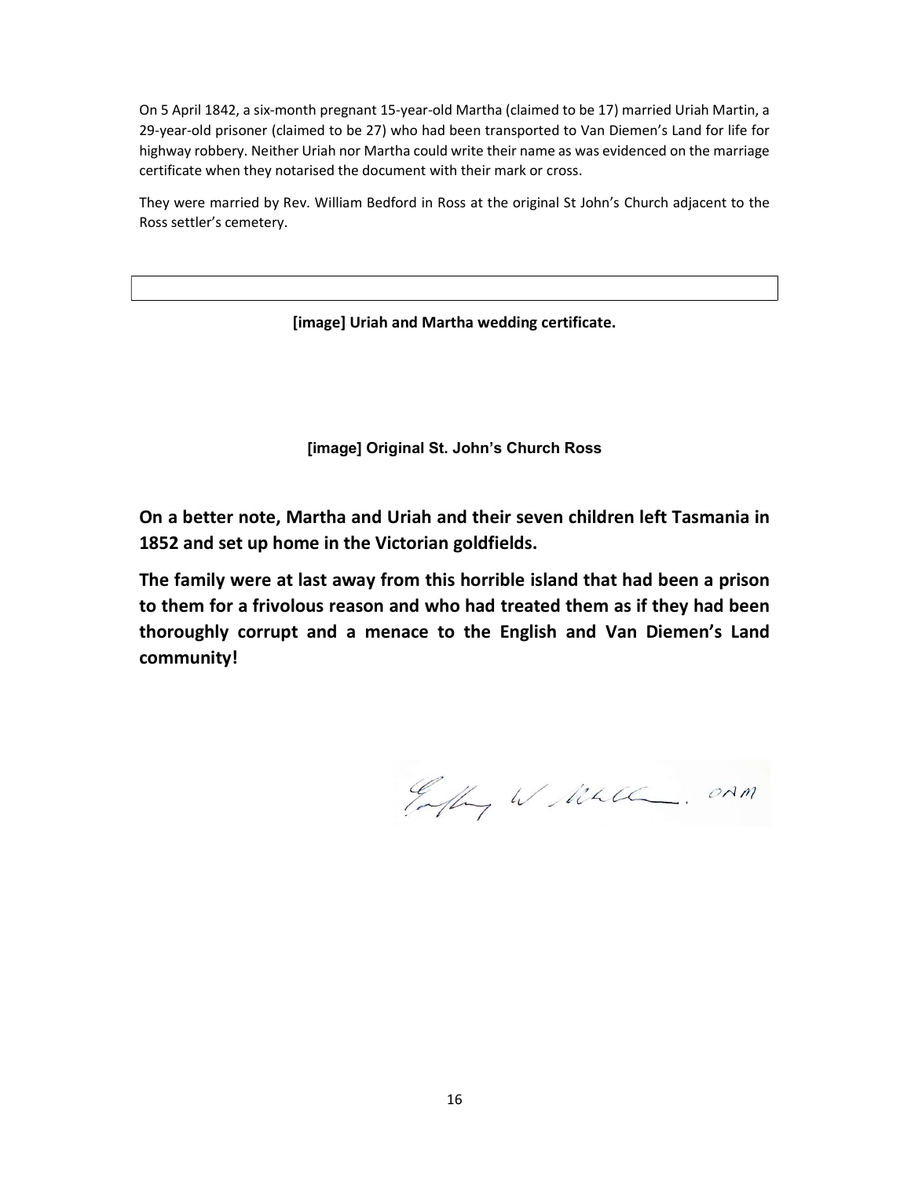On 5 April 1842, a six-month pregnant 15-year-old Martha (claimed to be 17) married Uriah Martin, a 29-year-old prisoner (claimed to be 27) who had been transported to Van Diemen's Land for life for highway robbery. Neither Uriah nor Martha could write their name as was evidenced on the marriage certificate when they notarised the document with their mark or cross.

They were married by Rev. William Bedford in Ross at the original St John's Church adjacent to the Ross settler's cemetery.

**[image] Uriah and Martha wedding certificate.**

**[image] Original St. John's Church Ross**

**On a better note, Martha and Uriah and their seven children left Tasmania in 1852 and set up home in the Victorian goldfields.**

**The family were at last away from this horrible island that had been a prison to them for a frivolous reason and who had treated them as if they had been thoroughly corrupt and a menace to the English and Van Diemen's Land community!**

Geoffrey W. Mitchell. OAM